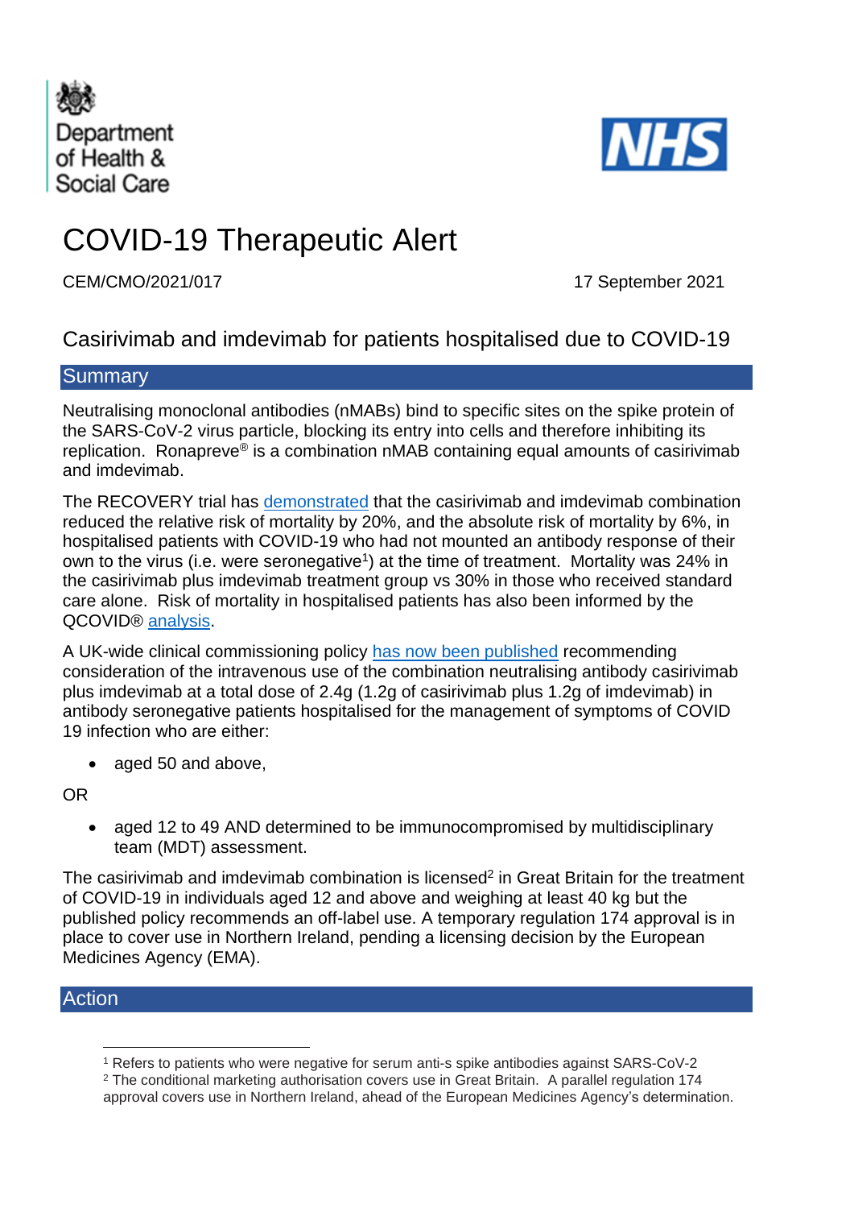Department of Health & Social Care

NHS

# COVID-19 Therapeutic Alert

CEM/CMO/2021/017

17 September 2021

## Casirivimab and imdevimab for patients hospitalised due to COVID-19

### Summary

Neutralising monoclonal antibodies (nMABs) bind to specific sites on the spike protein of the SARS-CoV-2 virus particle, blocking its entry into cells and therefore inhibiting its replication. Ronapreve® is a combination nMAB containing equal amounts of casirivimab and imdevimab.

The RECOVERY trial has demonstrated that the casirivimab and imdevimab combination reduced the relative risk of mortality by 20%, and the absolute risk of mortality by 6%, in hospitalised patients with COVID-19 who had not mounted an antibody response of their own to the virus (i.e. were seronegative[1]) at the time of treatment. Mortality was 24% in the casirivimab plus imdevimab treatment group vs 30% in those who received standard care alone. Risk of mortality in hospitalised patients has also been informed by the QCOVID® analysis.

A UK-wide clinical commissioning policy has now been published recommending consideration of the intravenous use of the combination neutralising antibody casirivimab plus imdevimab at a total dose of 2.4g (1.2g of casirivimab plus 1.2g of imdevimab) in antibody seronegative patients hospitalised for the management of symptoms of COVID 19 infection who are either:

- aged 50 and above,

OR

- aged 12 to 49 AND determined to be immunocompromised by multidisciplinary team (MDT) assessment.

The casirivimab and imdevimab combination is licensed[2] in Great Britain for the treatment of COVID-19 in individuals aged 12 and above and weighing at least 40 kg but the published policy recommends an off-label use. A temporary regulation 174 approval is in place to cover use in Northern Ireland, pending a licensing decision by the European Medicines Agency (EMA).

### Action

[1] Refers to patients who were negative for serum anti-s spike antibodies against SARS-CoV-2

[2] The conditional marketing authorisation covers use in Great Britain. A parallel regulation 174 approval covers use in Northern Ireland, ahead of the European Medicines Agency's determination.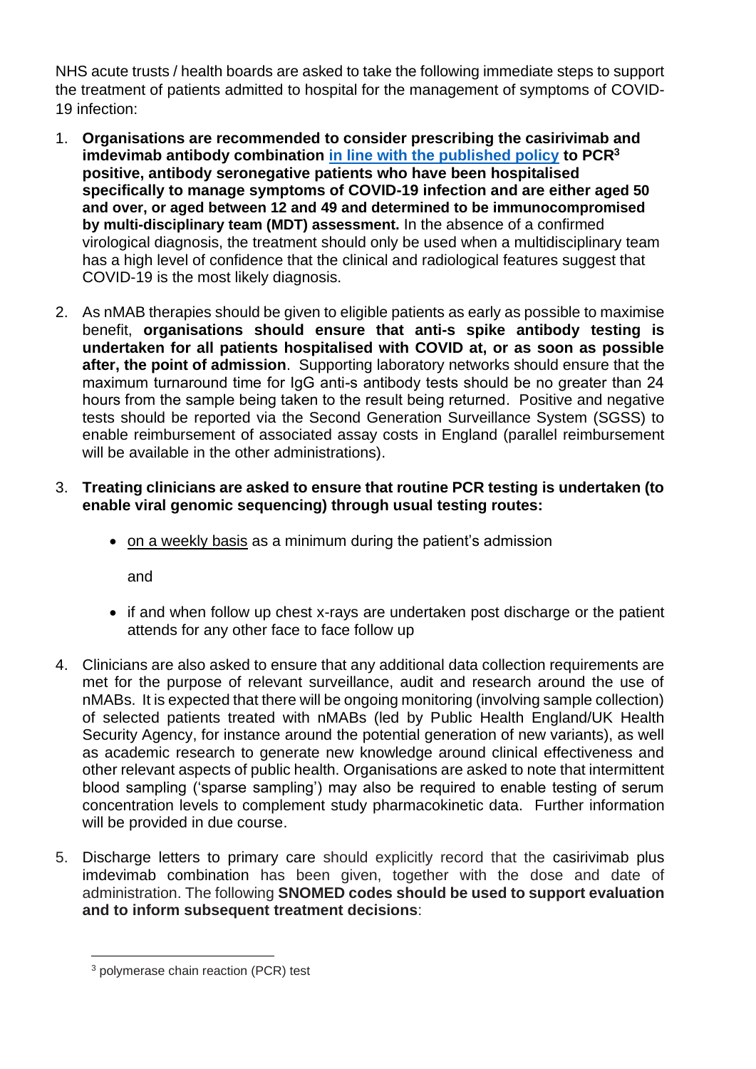NHS acute trusts / health boards are asked to take the following immediate steps to support the treatment of patients admitted to hospital for the management of symptoms of COVID-19 infection:

1. **Organisations are recommended to consider prescribing the casirivimab and imdevimab antibody combination [in line with the published policy] to PCR[3] positive, antibody seronegative patients who have been hospitalised specifically to manage symptoms of COVID-19 infection and are either aged 50 and over, or aged between 12 and 49 and determined to be immunocompromised by multi-disciplinary team (MDT) assessment.** In the absence of a confirmed virological diagnosis, the treatment should only be used when a multidisciplinary team has a high level of confidence that the clinical and radiological features suggest that COVID-19 is the most likely diagnosis.

2. As nMAB therapies should be given to eligible patients as early as possible to maximise benefit, **organisations should ensure that anti-s spike antibody testing is undertaken for all patients hospitalised with COVID at, or as soon as possible after, the point of admission**. Supporting laboratory networks should ensure that the maximum turnaround time for IgG anti-s antibody tests should be no greater than 24 hours from the sample being taken to the result being returned. Positive and negative tests should be reported via the Second Generation Surveillance System (SGSS) to enable reimbursement of associated assay costs in England (parallel reimbursement will be available in the other administrations).

3. **Treating clinicians are asked to ensure that routine PCR testing is undertaken (to enable viral genomic sequencing) through usual testing routes:**

   - on a weekly basis as a minimum during the patient's admission

     and

   - if and when follow up chest x-rays are undertaken post discharge or the patient attends for any other face to face follow up

4. Clinicians are also asked to ensure that any additional data collection requirements are met for the purpose of relevant surveillance, audit and research around the use of nMABs. It is expected that there will be ongoing monitoring (involving sample collection) of selected patients treated with nMABs (led by Public Health England/UK Health Security Agency, for instance around the potential generation of new variants), as well as academic research to generate new knowledge around clinical effectiveness and other relevant aspects of public health. Organisations are asked to note that intermittent blood sampling ('sparse sampling') may also be required to enable testing of serum concentration levels to complement study pharmacokinetic data. Further information will be provided in due course.

5. Discharge letters to primary care should explicitly record that the casirivimab plus imdevimab combination has been given, together with the dose and date of administration. The following **SNOMED codes should be used to support evaluation and to inform subsequent treatment decisions**:

[3] polymerase chain reaction (PCR) test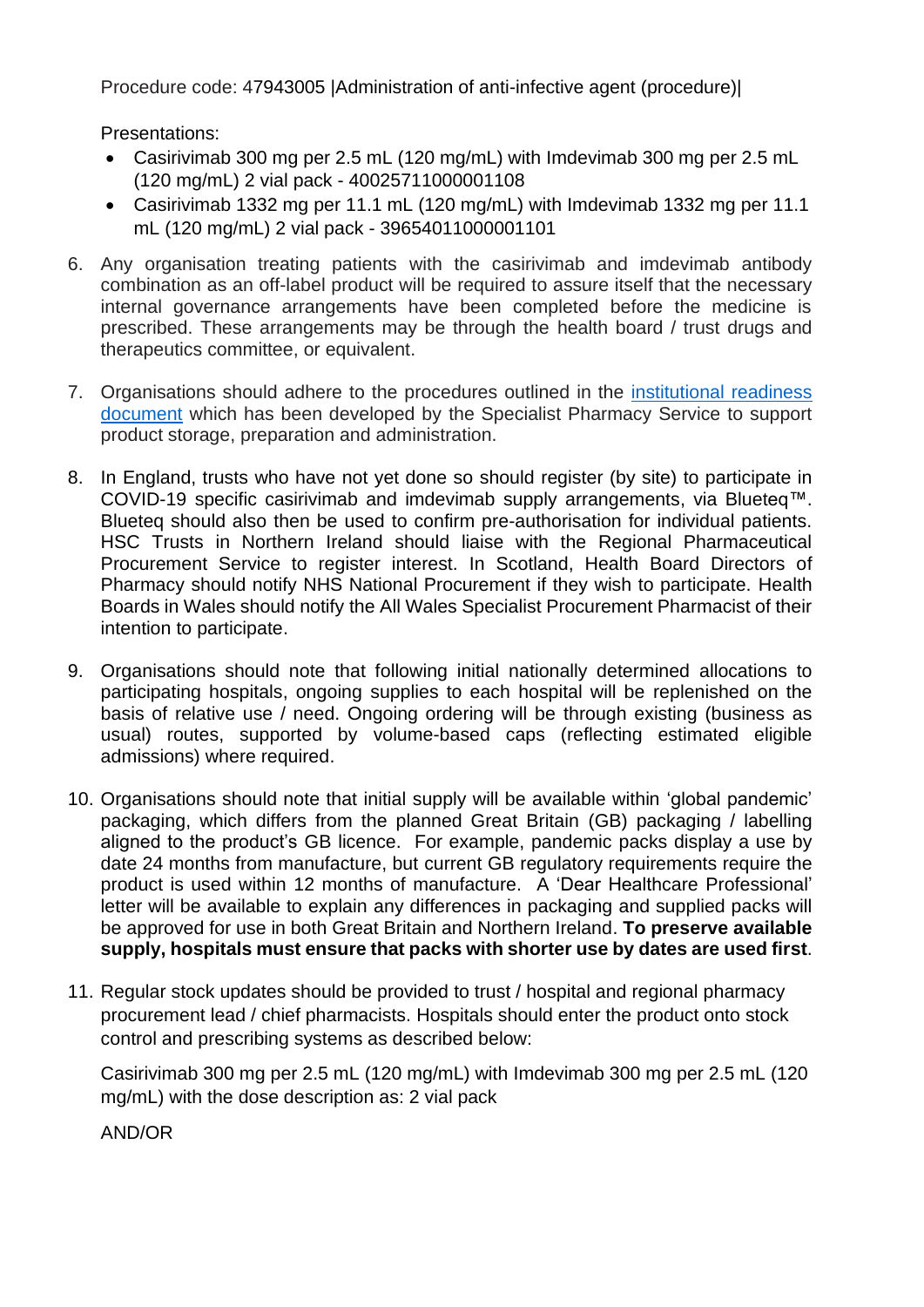Procedure code: 47943005 |Administration of anti-infective agent (procedure)|

Presentations:

- Casirivimab 300 mg per 2.5 mL (120 mg/mL) with Imdevimab 300 mg per 2.5 mL (120 mg/mL) 2 vial pack - 40025711000001108
- Casirivimab 1332 mg per 11.1 mL (120 mg/mL) with Imdevimab 1332 mg per 11.1 mL (120 mg/mL) 2 vial pack - 39654011000001101

6. Any organisation treating patients with the casirivimab and imdevimab antibody combination as an off-label product will be required to assure itself that the necessary internal governance arrangements have been completed before the medicine is prescribed. These arrangements may be through the health board / trust drugs and therapeutics committee, or equivalent.

7. Organisations should adhere to the procedures outlined in the [institutional readiness document](#) which has been developed by the Specialist Pharmacy Service to support product storage, preparation and administration.

8. In England, trusts who have not yet done so should register (by site) to participate in COVID-19 specific casirivimab and imdevimab supply arrangements, via Blueteq™. Blueteq should also then be used to confirm pre-authorisation for individual patients. HSC Trusts in Northern Ireland should liaise with the Regional Pharmaceutical Procurement Service to register interest. In Scotland, Health Board Directors of Pharmacy should notify NHS National Procurement if they wish to participate. Health Boards in Wales should notify the All Wales Specialist Procurement Pharmacist of their intention to participate.

9. Organisations should note that following initial nationally determined allocations to participating hospitals, ongoing supplies to each hospital will be replenished on the basis of relative use / need. Ongoing ordering will be through existing (business as usual) routes, supported by volume-based caps (reflecting estimated eligible admissions) where required.

10. Organisations should note that initial supply will be available within 'global pandemic' packaging, which differs from the planned Great Britain (GB) packaging / labelling aligned to the product's GB licence. For example, pandemic packs display a use by date 24 months from manufacture, but current GB regulatory requirements require the product is used within 12 months of manufacture. A 'Dear Healthcare Professional' letter will be available to explain any differences in packaging and supplied packs will be approved for use in both Great Britain and Northern Ireland. **To preserve available supply, hospitals must ensure that packs with shorter use by dates are used first**.

11. Regular stock updates should be provided to trust / hospital and regional pharmacy procurement lead / chief pharmacists. Hospitals should enter the product onto stock control and prescribing systems as described below:

    Casirivimab 300 mg per 2.5 mL (120 mg/mL) with Imdevimab 300 mg per 2.5 mL (120 mg/mL) with the dose description as: 2 vial pack

    AND/OR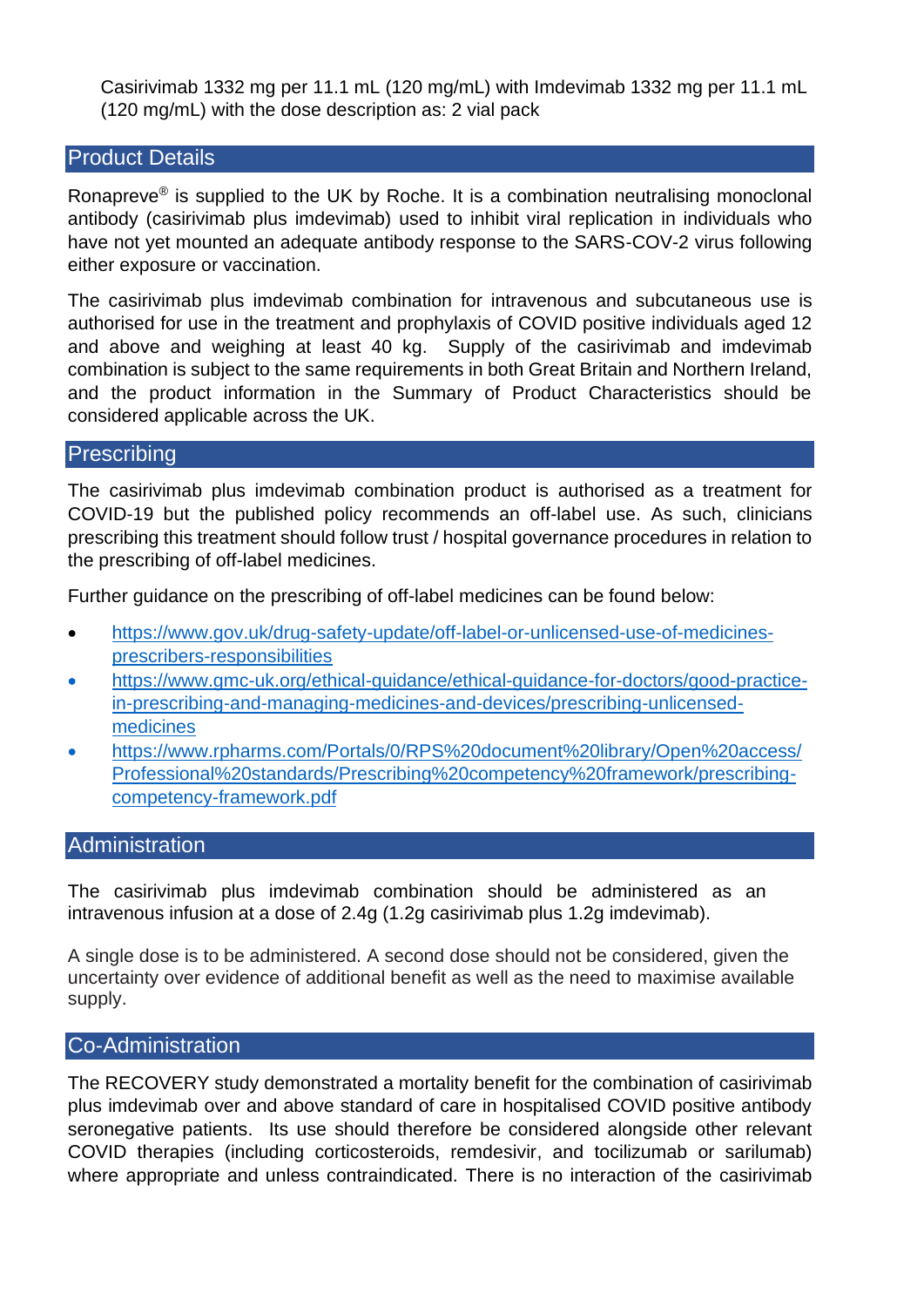Casirivimab 1332 mg per 11.1 mL (120 mg/mL) with Imdevimab 1332 mg per 11.1 mL (120 mg/mL) with the dose description as: 2 vial pack

## Product Details

Ronapreve® is supplied to the UK by Roche. It is a combination neutralising monoclonal antibody (casirivimab plus imdevimab) used to inhibit viral replication in individuals who have not yet mounted an adequate antibody response to the SARS-COV-2 virus following either exposure or vaccination.

The casirivimab plus imdevimab combination for intravenous and subcutaneous use is authorised for use in the treatment and prophylaxis of COVID positive individuals aged 12 and above and weighing at least 40 kg. Supply of the casirivimab and imdevimab combination is subject to the same requirements in both Great Britain and Northern Ireland, and the product information in the Summary of Product Characteristics should be considered applicable across the UK.

## Prescribing

The casirivimab plus imdevimab combination product is authorised as a treatment for COVID-19 but the published policy recommends an off-label use. As such, clinicians prescribing this treatment should follow trust / hospital governance procedures in relation to the prescribing of off-label medicines.

Further guidance on the prescribing of off-label medicines can be found below:

- https://www.gov.uk/drug-safety-update/off-label-or-unlicensed-use-of-medicines-prescribers-responsibilities
- https://www.gmc-uk.org/ethical-guidance/ethical-guidance-for-doctors/good-practice-in-prescribing-and-managing-medicines-and-devices/prescribing-unlicensed-medicines
- https://www.rpharms.com/Portals/0/RPS%20document%20library/Open%20access/Professional%20standards/Prescribing%20competency%20framework/prescribing-competency-framework.pdf

## Administration

The casirivimab plus imdevimab combination should be administered as an intravenous infusion at a dose of 2.4g (1.2g casirivimab plus 1.2g imdevimab).

A single dose is to be administered. A second dose should not be considered, given the uncertainty over evidence of additional benefit as well as the need to maximise available supply.

## Co-Administration

The RECOVERY study demonstrated a mortality benefit for the combination of casirivimab plus imdevimab over and above standard of care in hospitalised COVID positive antibody seronegative patients. Its use should therefore be considered alongside other relevant COVID therapies (including corticosteroids, remdesivir, and tocilizumab or sarilumab) where appropriate and unless contraindicated. There is no interaction of the casirivimab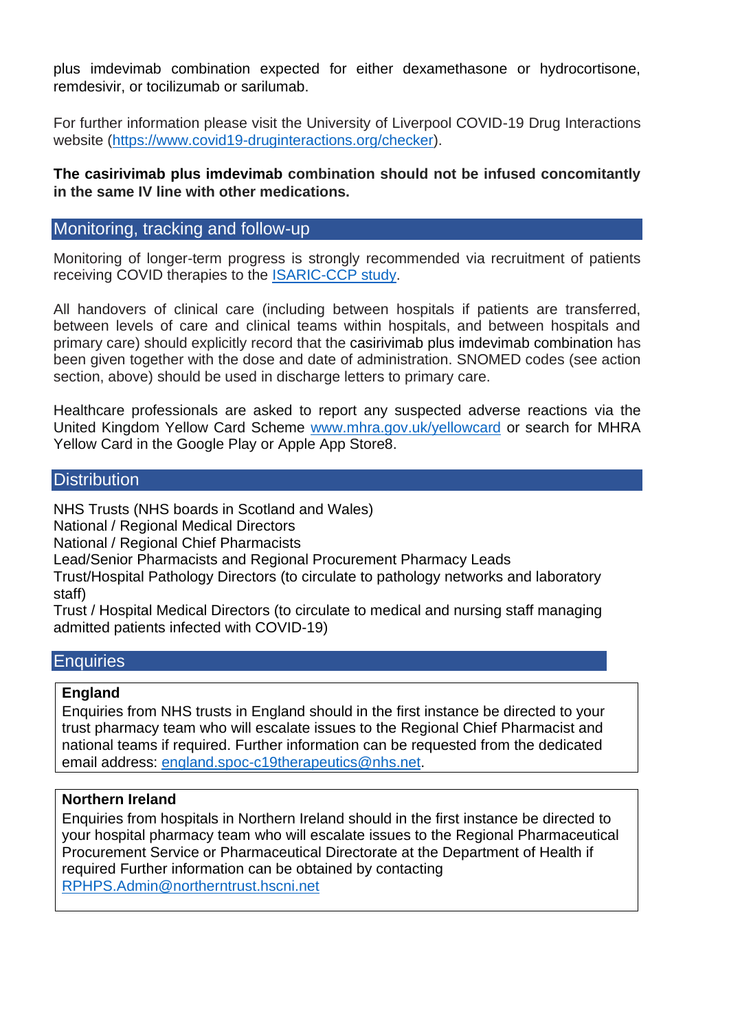plus imdevimab combination expected for either dexamethasone or hydrocortisone, remdesivir, or tocilizumab or sarilumab.

For further information please visit the University of Liverpool COVID-19 Drug Interactions website (https://www.covid19-druginteractions.org/checker).

**The casirivimab plus imdevimab combination should not be infused concomitantly in the same IV line with other medications.**

## Monitoring, tracking and follow-up

Monitoring of longer-term progress is strongly recommended via recruitment of patients receiving COVID therapies to the ISARIC-CCP study.

All handovers of clinical care (including between hospitals if patients are transferred, between levels of care and clinical teams within hospitals, and between hospitals and primary care) should explicitly record that the casirivimab plus imdevimab combination has been given together with the dose and date of administration. SNOMED codes (see action section, above) should be used in discharge letters to primary care.

Healthcare professionals are asked to report any suspected adverse reactions via the United Kingdom Yellow Card Scheme www.mhra.gov.uk/yellowcard or search for MHRA Yellow Card in the Google Play or Apple App Store8.

## Distribution

NHS Trusts (NHS boards in Scotland and Wales)
National / Regional Medical Directors
National / Regional Chief Pharmacists
Lead/Senior Pharmacists and Regional Procurement Pharmacy Leads
Trust/Hospital Pathology Directors (to circulate to pathology networks and laboratory staff)
Trust / Hospital Medical Directors (to circulate to medical and nursing staff managing admitted patients infected with COVID-19)

## Enquiries

**England**
Enquiries from NHS trusts in England should in the first instance be directed to your trust pharmacy team who will escalate issues to the Regional Chief Pharmacist and national teams if required. Further information can be requested from the dedicated email address: england.spoc-c19therapeutics@nhs.net.

**Northern Ireland**
Enquiries from hospitals in Northern Ireland should in the first instance be directed to your hospital pharmacy team who will escalate issues to the Regional Pharmaceutical Procurement Service or Pharmaceutical Directorate at the Department of Health if required Further information can be obtained by contacting RPHPS.Admin@northerntrust.hscni.net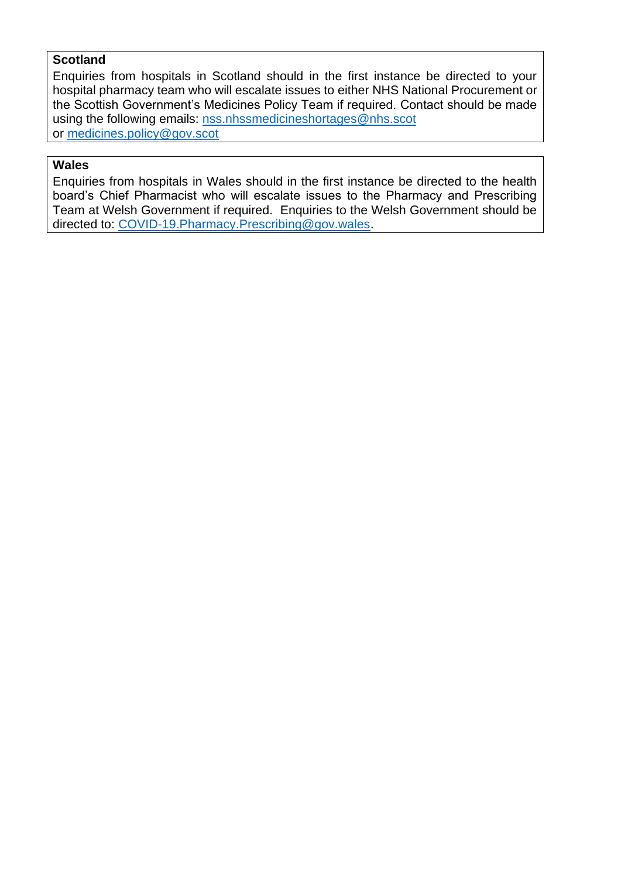**Scotland**

Enquiries from hospitals in Scotland should in the first instance be directed to your hospital pharmacy team who will escalate issues to either NHS National Procurement or the Scottish Government's Medicines Policy Team if required. Contact should be made using the following emails: nss.nhssmedicineshortages@nhs.scot
or medicines.policy@gov.scot

**Wales**

Enquiries from hospitals in Wales should in the first instance be directed to the health board's Chief Pharmacist who will escalate issues to the Pharmacy and Prescribing Team at Welsh Government if required. Enquiries to the Welsh Government should be directed to: COVID-19.Pharmacy.Prescribing@gov.wales.